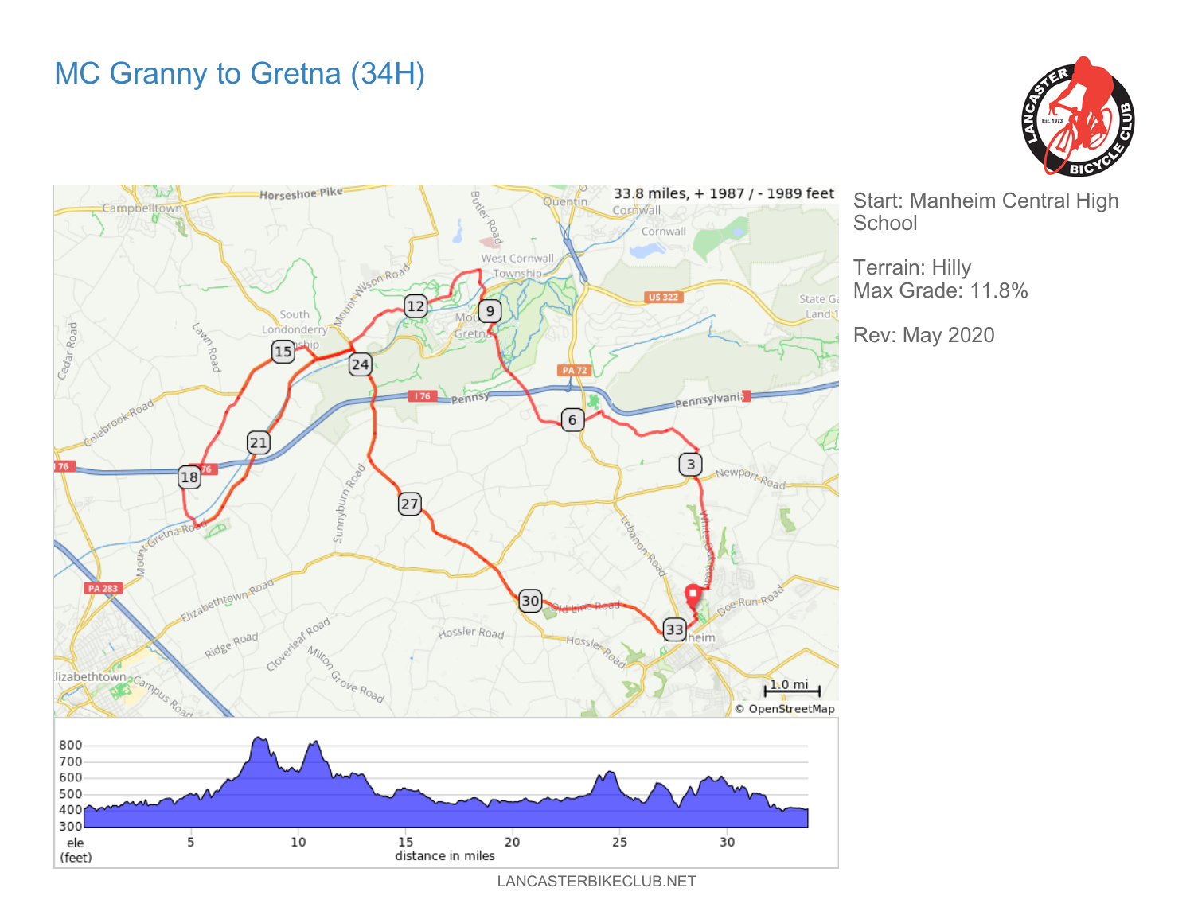# MC Granny to Gretna (34H)

33.8 miles, + 1987 / - 1989 feet

Start: Manheim Central High School

Terrain: Hilly
Max Grade: 11.8%

Rev: May 2020

LANCASTERBIKECLUB.NET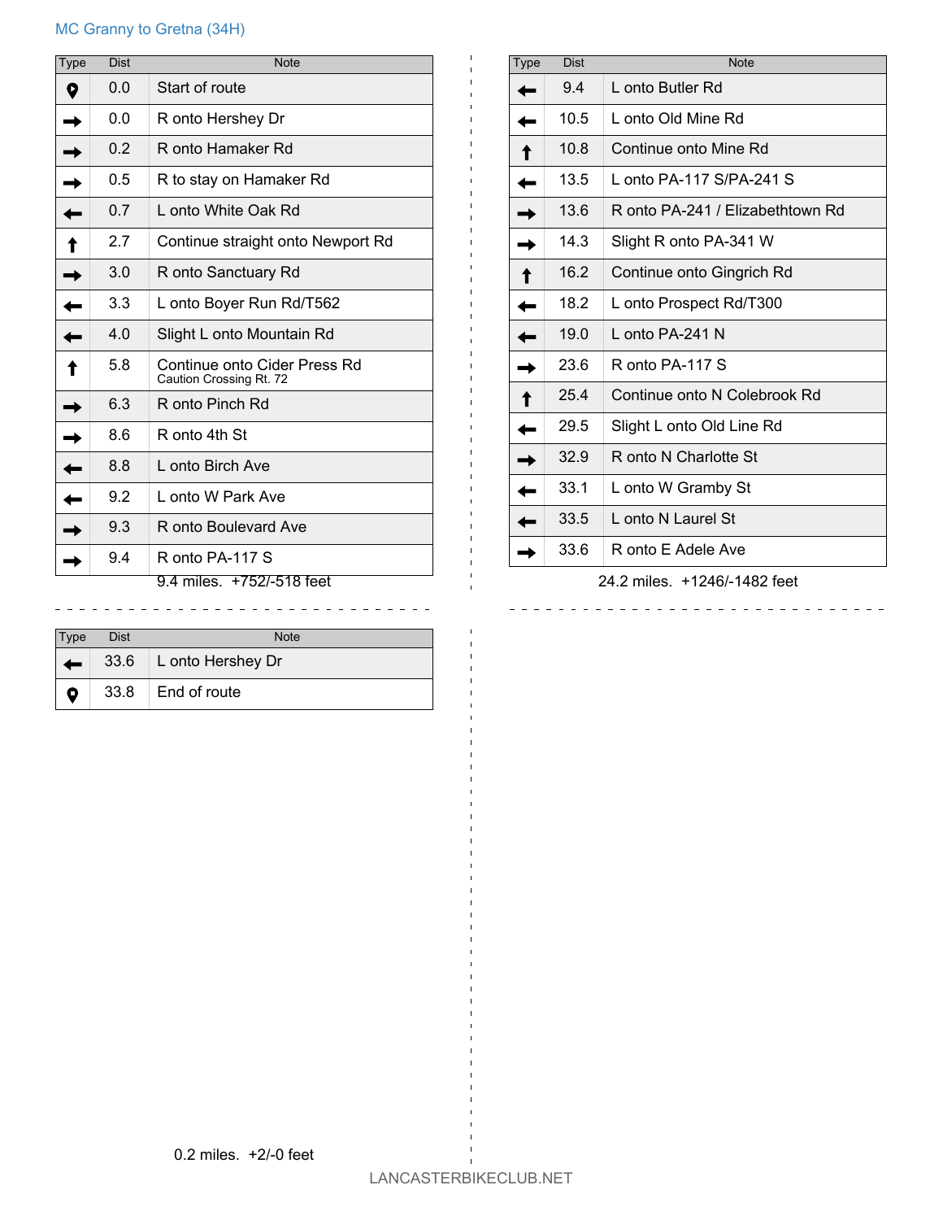MC Granny to Gretna (34H)

| Type | Dist | Note |
|---|---|---|
| Start | 0.0 | Start of route |
| → | 0.0 | R onto Hershey Dr |
| → | 0.2 | R onto Hamaker Rd |
| → | 0.5 | R to stay on Hamaker Rd |
| ← | 0.7 | L onto White Oak Rd |
| ↑ | 2.7 | Continue straight onto Newport Rd |
| → | 3.0 | R onto Sanctuary Rd |
| ← | 3.3 | L onto Boyer Run Rd/T562 |
| ← | 4.0 | Slight L onto Mountain Rd |
| ↑ | 5.8 | Continue onto Cider Press Rd<br>Caution Crossing Rt. 72 |
| → | 6.3 | R onto Pinch Rd |
| → | 8.6 | R onto 4th St |
| ← | 8.8 | L onto Birch Ave |
| ← | 9.2 | L onto W Park Ave |
| → | 9.3 | R onto Boulevard Ave |
| → | 9.4 | R onto PA-117 S |

9.4 miles. +752/-518 feet

| Type | Dist | Note |
|---|---|---|
| ← | 9.4 | L onto Butler Rd |
| ← | 10.5 | L onto Old Mine Rd |
| ↑ | 10.8 | Continue onto Mine Rd |
| ← | 13.5 | L onto PA-117 S/PA-241 S |
| → | 13.6 | R onto PA-241 / Elizabethtown Rd |
| → | 14.3 | Slight R onto PA-341 W |
| ↑ | 16.2 | Continue onto Gingrich Rd |
| ← | 18.2 | L onto Prospect Rd/T300 |
| ← | 19.0 | L onto PA-241 N |
| → | 23.6 | R onto PA-117 S |
| ↑ | 25.4 | Continue onto N Colebrook Rd |
| ← | 29.5 | Slight L onto Old Line Rd |
| → | 32.9 | R onto N Charlotte St |
| ← | 33.1 | L onto W Gramby St |
| ← | 33.5 | L onto N Laurel St |
| → | 33.6 | R onto E Adele Ave |

24.2 miles. +1246/-1482 feet

| Type | Dist | Note |
|---|---|---|
| ← | 33.6 | L onto Hershey Dr |
| End | 33.8 | End of route |

0.2 miles. +2/-0 feet

LANCASTERBIKECLUB.NET